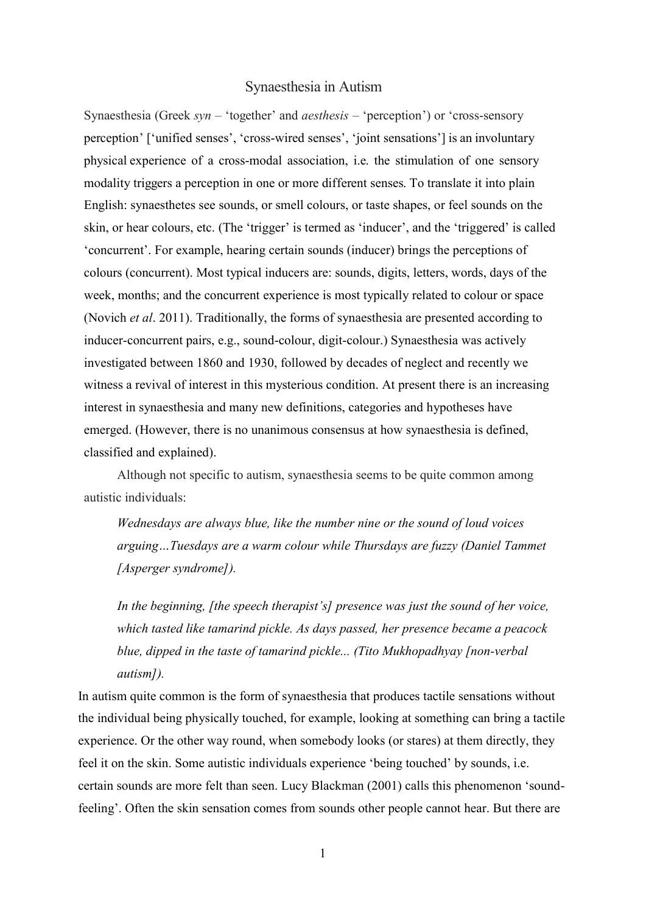# Synaesthesia in Autism

Synaesthesia (Greek *syn* – 'together' and *aesthesis* – 'perception') or 'cross-sensory perception' ['unified senses', 'cross-wired senses', 'joint sensations'] is an involuntary physical experience of a cross-modal association, i.e. the stimulation of one sensory modality triggers a perception in one or more different senses. To translate it into plain English: synaesthetes see sounds, or smell colours, or taste shapes, or feel sounds on the skin, or hear colours, etc. (The 'trigger' is termed as 'inducer', and the 'triggered' is called 'concurrent'. For example, hearing certain sounds (inducer) brings the perceptions of colours (concurrent). Most typical inducers are: sounds, digits, letters, words, days of the week, months; and the concurrent experience is most typically related to colour or space (Novich *et al*. 2011). Traditionally, the forms of synaesthesia are presented according to inducer-concurrent pairs, e.g., sound-colour, digit-colour.) Synaesthesia was actively investigated between 1860 and 1930, followed by decades of neglect and recently we witness a revival of interest in this mysterious condition. At present there is an increasing interest in synaesthesia and many new definitions, categories and hypotheses have emerged. (However, there is no unanimous consensus at how synaesthesia is defined, classified and explained).

Although not specific to autism, synaesthesia seems to be quite common among autistic individuals:

> *Wednesdays are always blue, like the number nine or the sound of loud voices arguing…Tuesdays are a warm colour while Thursdays are fuzzy (Daniel Tammet [Asperger syndrome]).*

> *In the beginning, [the speech therapist's] presence was just the sound of her voice, which tasted like tamarind pickle. As days passed, her presence became a peacock blue, dipped in the taste of tamarind pickle... (Tito Mukhopadhyay [non-verbal autism]).*

In autism quite common is the form of synaesthesia that produces tactile sensations without the individual being physically touched, for example, looking at something can bring a tactile experience. Or the other way round, when somebody looks (or stares) at them directly, they feel it on the skin. Some autistic individuals experience 'being touched' by sounds, i.e. certain sounds are more felt than seen. Lucy Blackman (2001) calls this phenomenon 'sound-feeling'. Often the skin sensation comes from sounds other people cannot hear. But there are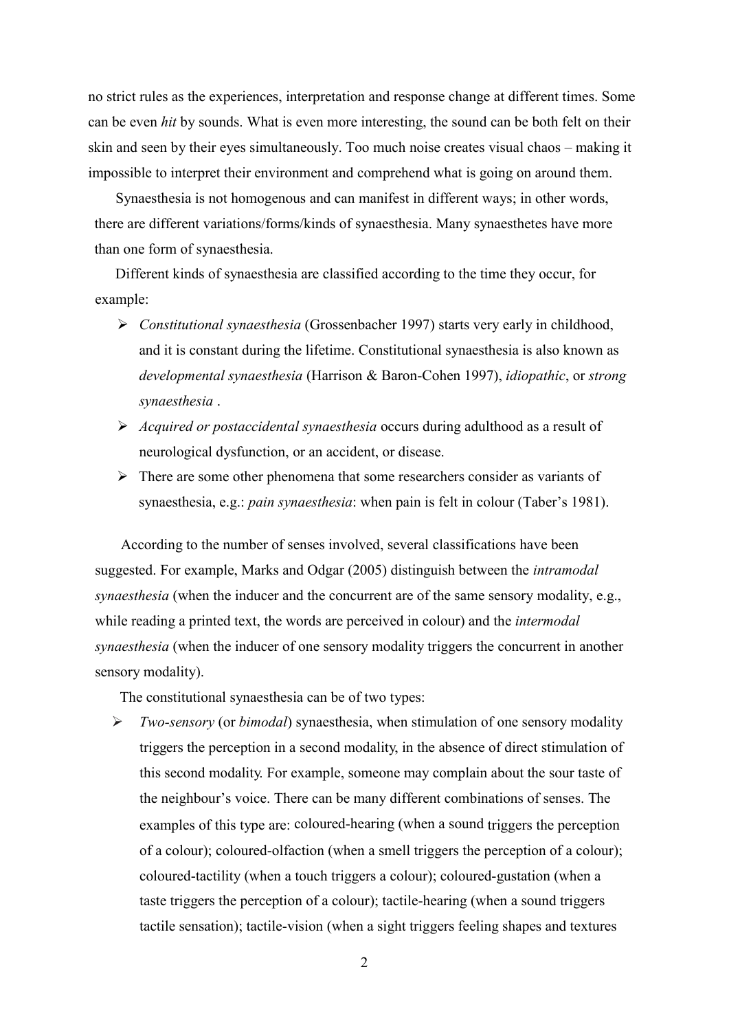no strict rules as the experiences, interpretation and response change at different times. Some can be even *hit* by sounds. What is even more interesting, the sound can be both felt on their skin and seen by their eyes simultaneously. Too much noise creates visual chaos – making it impossible to interpret their environment and comprehend what is going on around them.

Synaesthesia is not homogenous and can manifest in different ways; in other words, there are different variations/forms/kinds of synaesthesia. Many synaesthetes have more than one form of synaesthesia.

Different kinds of synaesthesia are classified according to the time they occur, for example:

- *Constitutional synaesthesia* (Grossenbacher 1997) starts very early in childhood, and it is constant during the lifetime. Constitutional synaesthesia is also known as *developmental synaesthesia* (Harrison & Baron-Cohen 1997), *idiopathic*, or *strong synaesthesia* .
- *Acquired or postaccidental synaesthesia* occurs during adulthood as a result of neurological dysfunction, or an accident, or disease.
- There are some other phenomena that some researchers consider as variants of synaesthesia, e.g.: *pain synaesthesia*: when pain is felt in colour (Taber's 1981).

According to the number of senses involved, several classifications have been suggested. For example, Marks and Odgar (2005) distinguish between the *intramodal synaesthesia* (when the inducer and the concurrent are of the same sensory modality, e.g., while reading a printed text, the words are perceived in colour) and the *intermodal synaesthesia* (when the inducer of one sensory modality triggers the concurrent in another sensory modality).

The constitutional synaesthesia can be of two types:

- *Two-sensory* (or *bimodal*) synaesthesia, when stimulation of one sensory modality triggers the perception in a second modality, in the absence of direct stimulation of this second modality. For example, someone may complain about the sour taste of the neighbour's voice. There can be many different combinations of senses. The examples of this type are: coloured-hearing (when a sound triggers the perception of a colour); coloured-olfaction (when a smell triggers the perception of a colour); coloured-tactility (when a touch triggers a colour); coloured-gustation (when a taste triggers the perception of a colour); tactile-hearing (when a sound triggers tactile sensation); tactile-vision (when a sight triggers feeling shapes and textures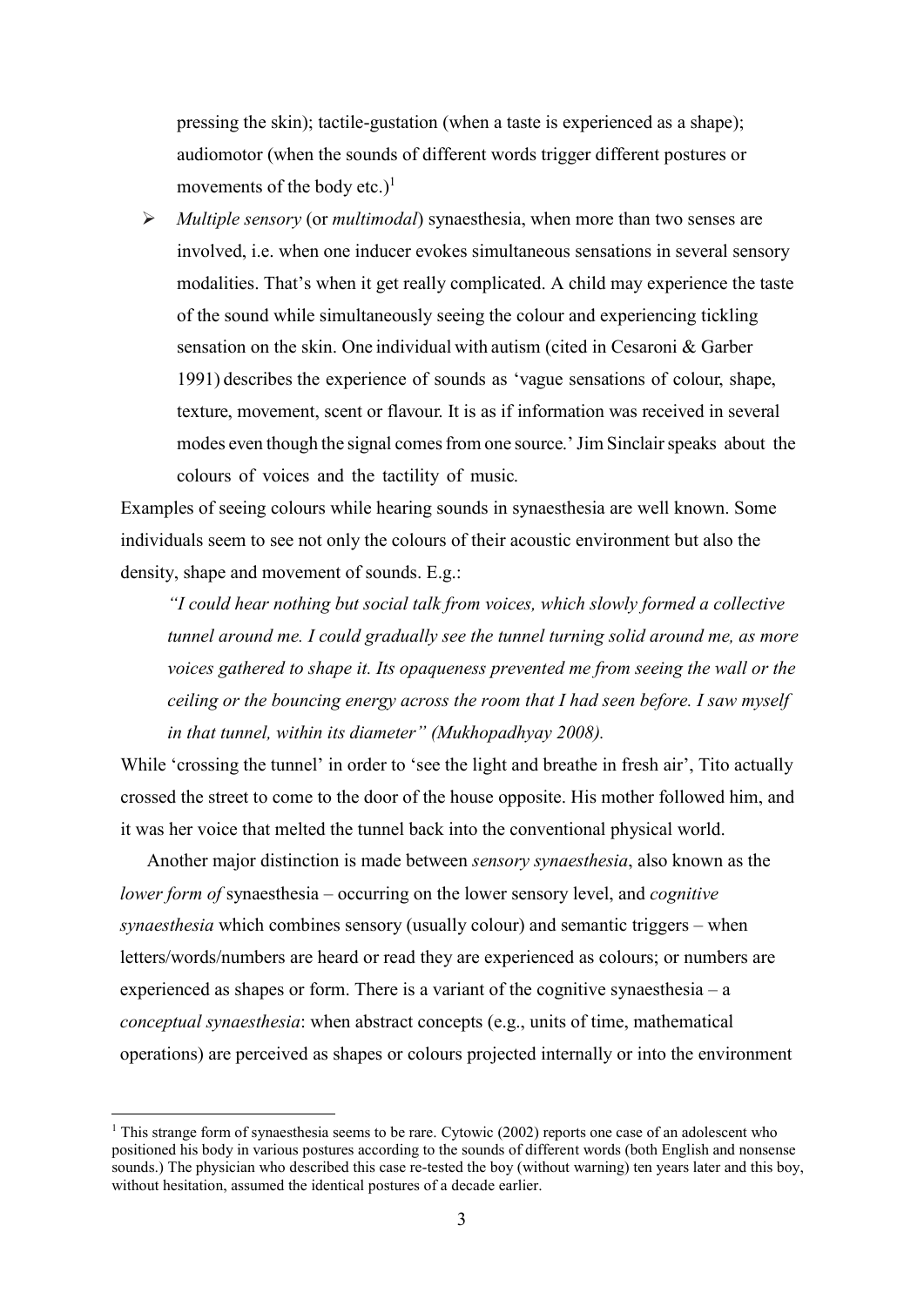pressing the skin); tactile-gustation (when a taste is experienced as a shape); audiomotor (when the sounds of different words trigger different postures or movements of the body etc.)[1]

- *Multiple sensory* (or *multimodal*) synaesthesia, when more than two senses are involved, i.e. when one inducer evokes simultaneous sensations in several sensory modalities. That's when it get really complicated. A child may experience the taste of the sound while simultaneously seeing the colour and experiencing tickling sensation on the skin. One individual with autism (cited in Cesaroni & Garber 1991) describes the experience of sounds as 'vague sensations of colour, shape, texture, movement, scent or flavour. It is as if information was received in several modes even though the signal comes from one source.' Jim Sinclair speaks about the colours of voices and the tactility of music.

Examples of seeing colours while hearing sounds in synaesthesia are well known. Some individuals seem to see not only the colours of their acoustic environment but also the density, shape and movement of sounds. E.g.:

> *"I could hear nothing but social talk from voices, which slowly formed a collective tunnel around me. I could gradually see the tunnel turning solid around me, as more voices gathered to shape it. Its opaqueness prevented me from seeing the wall or the ceiling or the bouncing energy across the room that I had seen before. I saw myself in that tunnel, within its diameter" (Mukhopadhyay 2008).*

While 'crossing the tunnel' in order to 'see the light and breathe in fresh air', Tito actually crossed the street to come to the door of the house opposite. His mother followed him, and it was her voice that melted the tunnel back into the conventional physical world.

Another major distinction is made between *sensory synaesthesia*, also known as the *lower form of* synaesthesia – occurring on the lower sensory level, and *cognitive synaesthesia* which combines sensory (usually colour) and semantic triggers – when letters/words/numbers are heard or read they are experienced as colours; or numbers are experienced as shapes or form. There is a variant of the cognitive synaesthesia – a *conceptual synaesthesia*: when abstract concepts (e.g., units of time, mathematical operations) are perceived as shapes or colours projected internally or into the environment

---

[1] This strange form of synaesthesia seems to be rare. Cytowic (2002) reports one case of an adolescent who positioned his body in various postures according to the sounds of different words (both English and nonsense sounds.) The physician who described this case re-tested the boy (without warning) ten years later and this boy, without hesitation, assumed the identical postures of a decade earlier.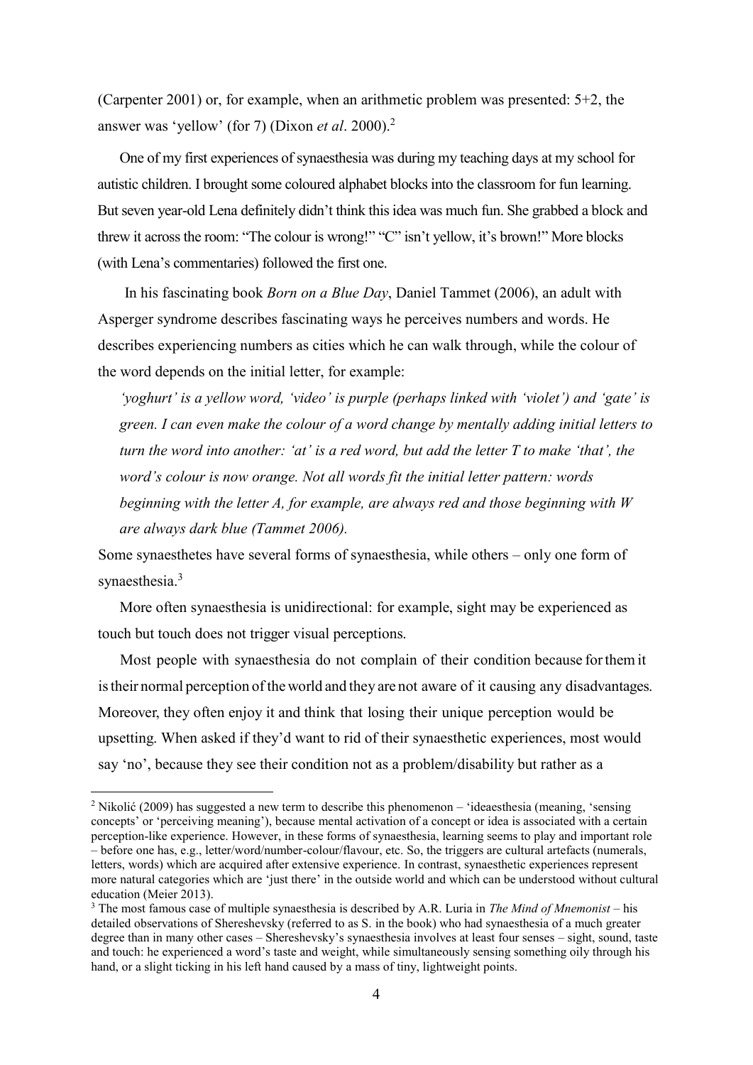(Carpenter 2001) or, for example, when an arithmetic problem was presented: 5+2, the answer was 'yellow' (for 7) (Dixon *et al*. 2000).[2]

One of my first experiences of synaesthesia was during my teaching days at my school for autistic children. I brought some coloured alphabet blocks into the classroom for fun learning. But seven year-old Lena definitely didn't think this idea was much fun. She grabbed a block and threw it across the room: "The colour is wrong!" "C" isn't yellow, it's brown!" More blocks (with Lena's commentaries) followed the first one.

In his fascinating book *Born on a Blue Day*, Daniel Tammet (2006), an adult with Asperger syndrome describes fascinating ways he perceives numbers and words. He describes experiencing numbers as cities which he can walk through, while the colour of the word depends on the initial letter, for example:

*'yoghurt' is a yellow word, 'video' is purple (perhaps linked with 'violet') and 'gate' is green. I can even make the colour of a word change by mentally adding initial letters to turn the word into another: 'at' is a red word, but add the letter T to make 'that', the word's colour is now orange. Not all words fit the initial letter pattern: words beginning with the letter A, for example, are always red and those beginning with W are always dark blue (Tammet 2006).*

Some synaesthetes have several forms of synaesthesia, while others – only one form of synaesthesia.[3]

More often synaesthesia is unidirectional: for example, sight may be experienced as touch but touch does not trigger visual perceptions.

Most people with synaesthesia do not complain of their condition because for them it is their normal perception of the world and they are not aware of it causing any disadvantages. Moreover, they often enjoy it and think that losing their unique perception would be upsetting. When asked if they'd want to rid of their synaesthetic experiences, most would say 'no', because they see their condition not as a problem/disability but rather as a

---

[2] Nikolić (2009) has suggested a new term to describe this phenomenon – 'ideaesthesia (meaning, 'sensing concepts' or 'perceiving meaning'), because mental activation of a concept or idea is associated with a certain perception-like experience. However, in these forms of synaesthesia, learning seems to play and important role – before one has, e.g., letter/word/number-colour/flavour, etc. So, the triggers are cultural artefacts (numerals, letters, words) which are acquired after extensive experience. In contrast, synaesthetic experiences represent more natural categories which are 'just there' in the outside world and which can be understood without cultural education (Meier 2013).

[3] The most famous case of multiple synaesthesia is described by A.R. Luria in *The Mind of Mnemonist* – his detailed observations of Shereshevsky (referred to as S. in the book) who had synaesthesia of a much greater degree than in many other cases – Shereshevsky's synaesthesia involves at least four senses – sight, sound, taste and touch: he experienced a word's taste and weight, while simultaneously sensing something oily through his hand, or a slight ticking in his left hand caused by a mass of tiny, lightweight points.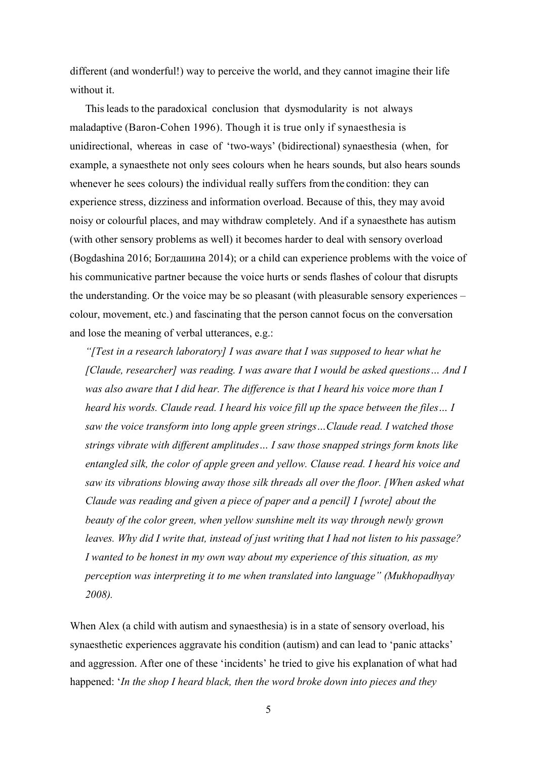different (and wonderful!) way to perceive the world, and they cannot imagine their life without it.

This leads to the paradoxical conclusion that dysmodularity is not always maladaptive (Baron-Cohen 1996). Though it is true only if synaesthesia is unidirectional, whereas in case of 'two-ways' (bidirectional) synaesthesia (when, for example, a synaesthete not only sees colours when he hears sounds, but also hears sounds whenever he sees colours) the individual really suffers from the condition: they can experience stress, dizziness and information overload. Because of this, they may avoid noisy or colourful places, and may withdraw completely. And if a synaesthete has autism (with other sensory problems as well) it becomes harder to deal with sensory overload (Bogdashina 2016; Богдашина 2014); or a child can experience problems with the voice of his communicative partner because the voice hurts or sends flashes of colour that disrupts the understanding. Or the voice may be so pleasant (with pleasurable sensory experiences – colour, movement, etc.) and fascinating that the person cannot focus on the conversation and lose the meaning of verbal utterances, e.g.:

*"[Test in a research laboratory] I was aware that I was supposed to hear what he [Claude, researcher] was reading. I was aware that I would be asked questions… And I was also aware that I did hear. The difference is that I heard his voice more than I heard his words. Claude read. I heard his voice fill up the space between the files… I saw the voice transform into long apple green strings…Claude read. I watched those strings vibrate with different amplitudes… I saw those snapped strings form knots like entangled silk, the color of apple green and yellow. Clause read. I heard his voice and saw its vibrations blowing away those silk threads all over the floor. [When asked what Claude was reading and given a piece of paper and a pencil] I [wrote] about the beauty of the color green, when yellow sunshine melt its way through newly grown leaves. Why did I write that, instead of just writing that I had not listen to his passage? I wanted to be honest in my own way about my experience of this situation, as my perception was interpreting it to me when translated into language" (Mukhopadhyay 2008).*

When Alex (a child with autism and synaesthesia) is in a state of sensory overload, his synaesthetic experiences aggravate his condition (autism) and can lead to 'panic attacks' and aggression. After one of these 'incidents' he tried to give his explanation of what had happened: '*In the shop I heard black, then the word broke down into pieces and they*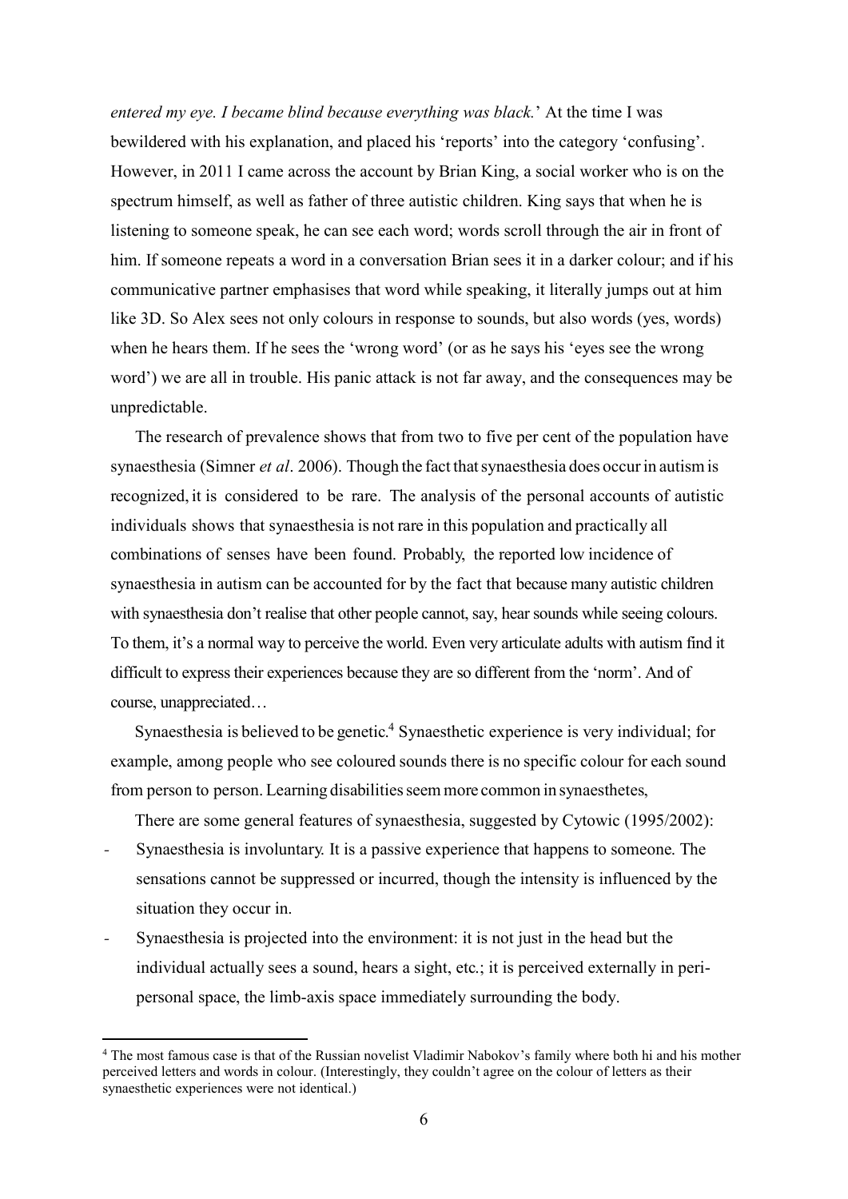*entered my eye. I became blind because everything was black.*' At the time I was bewildered with his explanation, and placed his 'reports' into the category 'confusing'. However, in 2011 I came across the account by Brian King, a social worker who is on the spectrum himself, as well as father of three autistic children. King says that when he is listening to someone speak, he can see each word; words scroll through the air in front of him. If someone repeats a word in a conversation Brian sees it in a darker colour; and if his communicative partner emphasises that word while speaking, it literally jumps out at him like 3D. So Alex sees not only colours in response to sounds, but also words (yes, words) when he hears them. If he sees the 'wrong word' (or as he says his 'eyes see the wrong word') we are all in trouble. His panic attack is not far away, and the consequences may be unpredictable.

The research of prevalence shows that from two to five per cent of the population have synaesthesia (Simner *et al*. 2006). Though the fact that synaesthesia does occur in autism is recognized, it is considered to be rare. The analysis of the personal accounts of autistic individuals shows that synaesthesia is not rare in this population and practically all combinations of senses have been found. Probably, the reported low incidence of synaesthesia in autism can be accounted for by the fact that because many autistic children with synaesthesia don't realise that other people cannot, say, hear sounds while seeing colours. To them, it's a normal way to perceive the world. Even very articulate adults with autism find it difficult to express their experiences because they are so different from the 'norm'. And of course, unappreciated…

Synaesthesia is believed to be genetic.[4] Synaesthetic experience is very individual; for example, among people who see coloured sounds there is no specific colour for each sound from person to person. Learning disabilities seem more common in synaesthetes,

There are some general features of synaesthesia, suggested by Cytowic (1995/2002):

- Synaesthesia is involuntary. It is a passive experience that happens to someone. The sensations cannot be suppressed or incurred, though the intensity is influenced by the situation they occur in.
- Synaesthesia is projected into the environment: it is not just in the head but the individual actually sees a sound, hears a sight, etc.; it is perceived externally in peri-personal space, the limb-axis space immediately surrounding the body.

---

[4] The most famous case is that of the Russian novelist Vladimir Nabokov's family where both hi and his mother perceived letters and words in colour. (Interestingly, they couldn't agree on the colour of letters as their synaesthetic experiences were not identical.)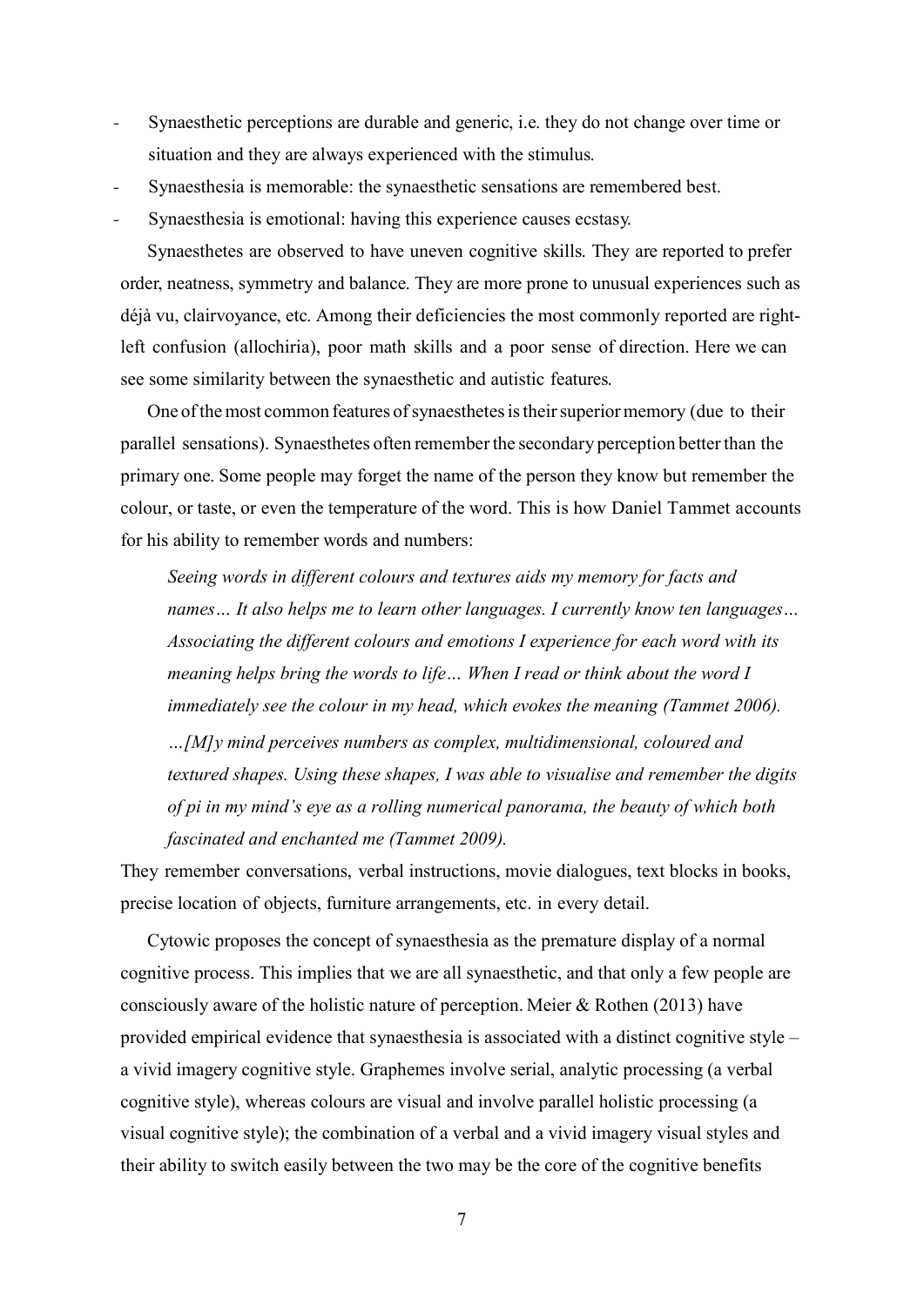- Synaesthetic perceptions are durable and generic, i.e. they do not change over time or situation and they are always experienced with the stimulus.
- Synaesthesia is memorable: the synaesthetic sensations are remembered best.
- Synaesthesia is emotional: having this experience causes ecstasy.

Synaesthetes are observed to have uneven cognitive skills. They are reported to prefer order, neatness, symmetry and balance. They are more prone to unusual experiences such as déjà vu, clairvoyance, etc. Among their deficiencies the most commonly reported are right-left confusion (allochiria), poor math skills and a poor sense of direction. Here we can see some similarity between the synaesthetic and autistic features.

One of the most common features of synaesthetes is their superior memory (due to their parallel sensations). Synaesthetes often remember the secondary perception better than the primary one. Some people may forget the name of the person they know but remember the colour, or taste, or even the temperature of the word. This is how Daniel Tammet accounts for his ability to remember words and numbers:

> *Seeing words in different colours and textures aids my memory for facts and names… It also helps me to learn other languages. I currently know ten languages… Associating the different colours and emotions I experience for each word with its meaning helps bring the words to life… When I read or think about the word I immediately see the colour in my head, which evokes the meaning (Tammet 2006).*
>
> *…[M]y mind perceives numbers as complex, multidimensional, coloured and textured shapes. Using these shapes, I was able to visualise and remember the digits of pi in my mind's eye as a rolling numerical panorama, the beauty of which both fascinated and enchanted me (Tammet 2009).*

They remember conversations, verbal instructions, movie dialogues, text blocks in books, precise location of objects, furniture arrangements, etc. in every detail.

Cytowic proposes the concept of synaesthesia as the premature display of a normal cognitive process. This implies that we are all synaesthetic, and that only a few people are consciously aware of the holistic nature of perception. Meier & Rothen (2013) have provided empirical evidence that synaesthesia is associated with a distinct cognitive style – a vivid imagery cognitive style. Graphemes involve serial, analytic processing (a verbal cognitive style), whereas colours are visual and involve parallel holistic processing (a visual cognitive style); the combination of a verbal and a vivid imagery visual styles and their ability to switch easily between the two may be the core of the cognitive benefits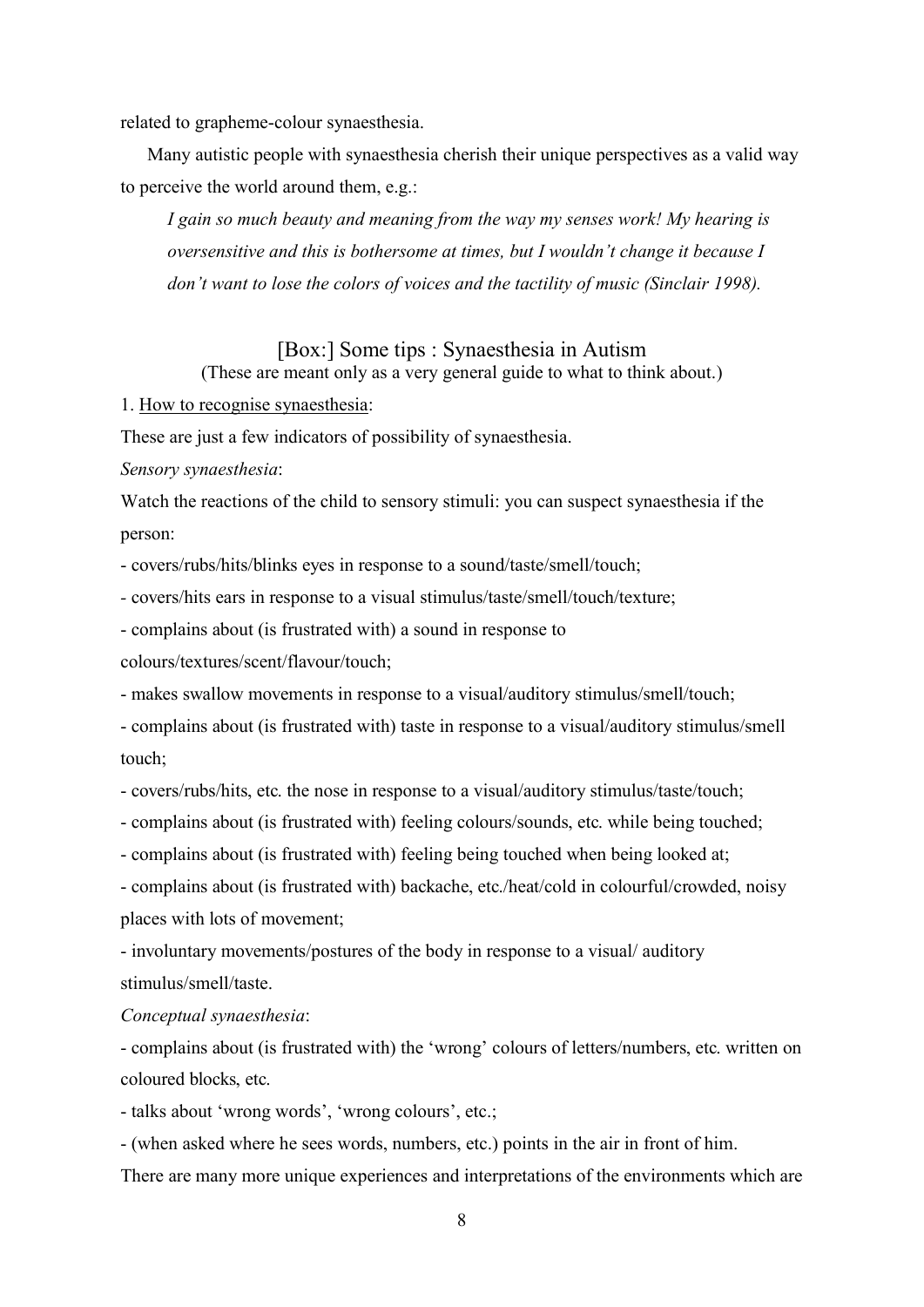related to grapheme-colour synaesthesia.

Many autistic people with synaesthesia cherish their unique perspectives as a valid way to perceive the world around them, e.g.:

> *I gain so much beauty and meaning from the way my senses work! My hearing is oversensitive and this is bothersome at times, but I wouldn't change it because I don't want to lose the colors of voices and the tactility of music (Sinclair 1998).*

### [Box:] Some tips : Synaesthesia in Autism

(These are meant only as a very general guide to what to think about.)

1. <u>How to recognise synaesthesia</u>:

These are just a few indicators of possibility of synaesthesia.

*Sensory synaesthesia*:

Watch the reactions of the child to sensory stimuli: you can suspect synaesthesia if the person:

- covers/rubs/hits/blinks eyes in response to a sound/taste/smell/touch;
- covers/hits ears in response to a visual stimulus/taste/smell/touch/texture;
- complains about (is frustrated with) a sound in response to colours/textures/scent/flavour/touch;
- makes swallow movements in response to a visual/auditory stimulus/smell/touch;
- complains about (is frustrated with) taste in response to a visual/auditory stimulus/smell touch;
- covers/rubs/hits, etc. the nose in response to a visual/auditory stimulus/taste/touch;
- complains about (is frustrated with) feeling colours/sounds, etc. while being touched;
- complains about (is frustrated with) feeling being touched when being looked at;
- complains about (is frustrated with) backache, etc./heat/cold in colourful/crowded, noisy places with lots of movement;
- involuntary movements/postures of the body in response to a visual/ auditory stimulus/smell/taste.

*Conceptual synaesthesia*:

- complains about (is frustrated with) the 'wrong' colours of letters/numbers, etc. written on coloured blocks, etc.
- talks about 'wrong words', 'wrong colours', etc.;
- (when asked where he sees words, numbers, etc.) points in the air in front of him.

There are many more unique experiences and interpretations of the environments which are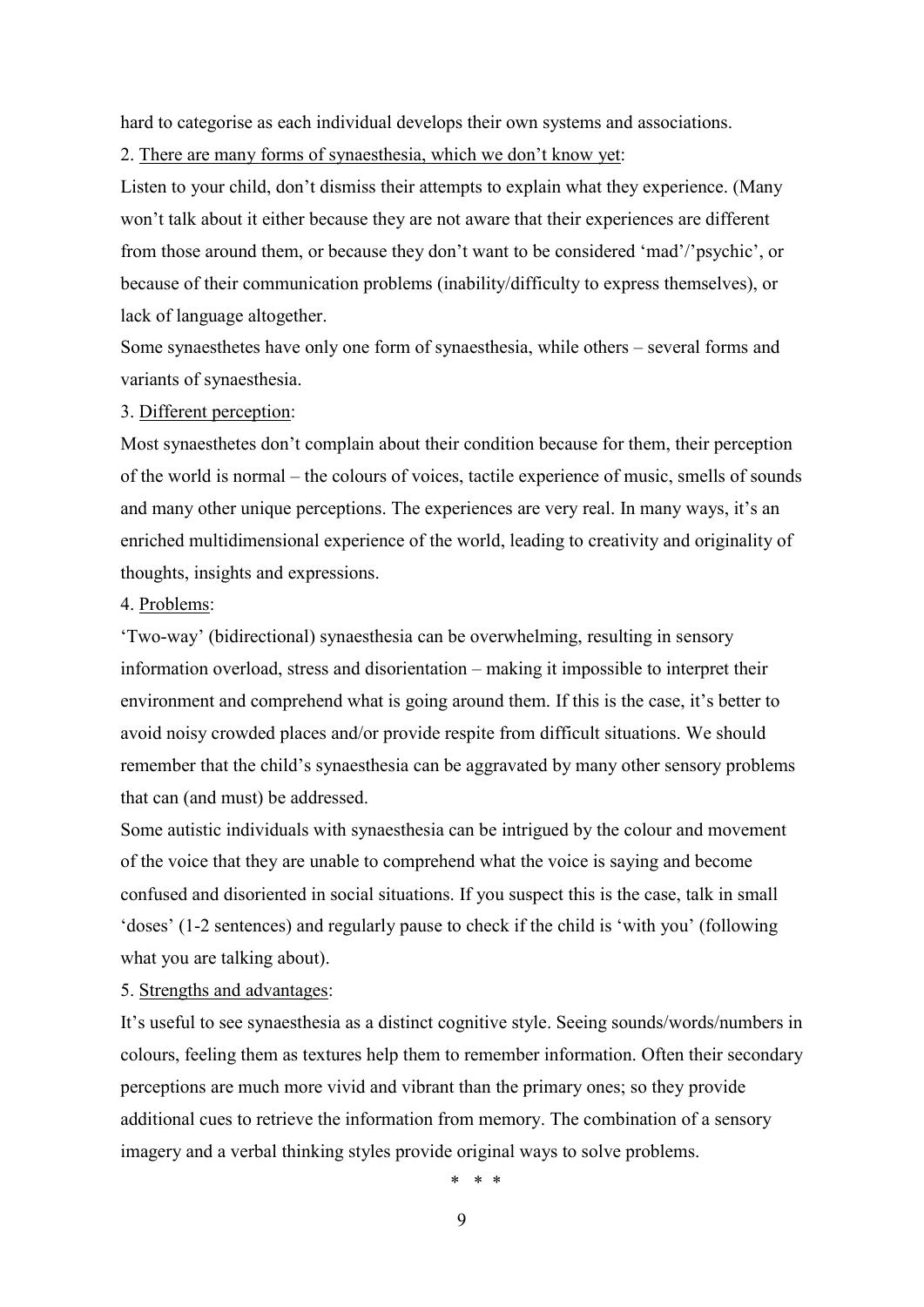hard to categorise as each individual develops their own systems and associations.

2. <u>There are many forms of synaesthesia, which we don't know yet</u>:

Listen to your child, don't dismiss their attempts to explain what they experience. (Many won't talk about it either because they are not aware that their experiences are different from those around them, or because they don't want to be considered 'mad'/'psychic', or because of their communication problems (inability/difficulty to express themselves), or lack of language altogether.

Some synaesthetes have only one form of synaesthesia, while others – several forms and variants of synaesthesia.

3. <u>Different perception</u>:

Most synaesthetes don't complain about their condition because for them, their perception of the world is normal – the colours of voices, tactile experience of music, smells of sounds and many other unique perceptions. The experiences are very real. In many ways, it's an enriched multidimensional experience of the world, leading to creativity and originality of thoughts, insights and expressions.

4. <u>Problems</u>:

'Two-way' (bidirectional) synaesthesia can be overwhelming, resulting in sensory information overload, stress and disorientation – making it impossible to interpret their environment and comprehend what is going around them. If this is the case, it's better to avoid noisy crowded places and/or provide respite from difficult situations. We should remember that the child's synaesthesia can be aggravated by many other sensory problems that can (and must) be addressed.

Some autistic individuals with synaesthesia can be intrigued by the colour and movement of the voice that they are unable to comprehend what the voice is saying and become confused and disoriented in social situations. If you suspect this is the case, talk in small 'doses' (1-2 sentences) and regularly pause to check if the child is 'with you' (following what you are talking about).

5. <u>Strengths and advantages</u>:

It's useful to see synaesthesia as a distinct cognitive style. Seeing sounds/words/numbers in colours, feeling them as textures help them to remember information. Often their secondary perceptions are much more vivid and vibrant than the primary ones; so they provide additional cues to retrieve the information from memory. The combination of a sensory imagery and a verbal thinking styles provide original ways to solve problems.

\* \* \*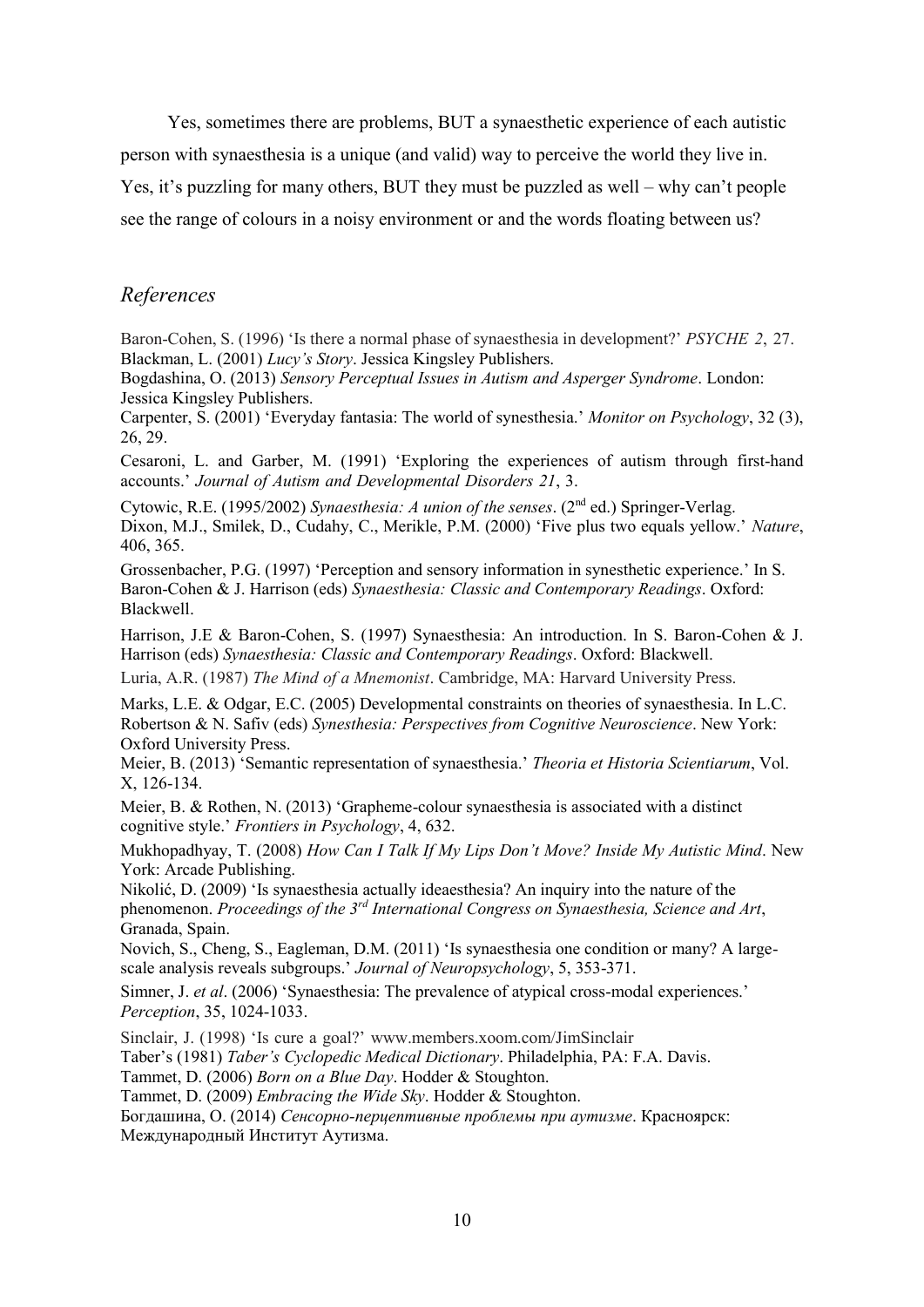Yes, sometimes there are problems, BUT a synaesthetic experience of each autistic person with synaesthesia is a unique (and valid) way to perceive the world they live in. Yes, it's puzzling for many others, BUT they must be puzzled as well – why can't people see the range of colours in a noisy environment or and the words floating between us?

## *References*

Baron-Cohen, S. (1996) 'Is there a normal phase of synaesthesia in development?' *PSYCHE 2*, 27.

Blackman, L. (2001) *Lucy's Story*. Jessica Kingsley Publishers.

Bogdashina, O. (2013) *Sensory Perceptual Issues in Autism and Asperger Syndrome*. London: Jessica Kingsley Publishers.

Carpenter, S. (2001) 'Everyday fantasia: The world of synesthesia.' *Monitor on Psychology*, 32 (3), 26, 29.

Cesaroni, L. and Garber, M. (1991) 'Exploring the experiences of autism through first-hand accounts.' *Journal of Autism and Developmental Disorders 21*, 3.

Cytowic, R.E. (1995/2002) *Synaesthesia: A union of the senses*. (2nd ed.) Springer-Verlag.

Dixon, M.J., Smilek, D., Cudahy, C., Merikle, P.M. (2000) 'Five plus two equals yellow.' *Nature*, 406, 365.

Grossenbacher, P.G. (1997) 'Perception and sensory information in synesthetic experience.' In S. Baron-Cohen & J. Harrison (eds) *Synaesthesia: Classic and Contemporary Readings*. Oxford: Blackwell.

Harrison, J.E & Baron-Cohen, S. (1997) Synaesthesia: An introduction. In S. Baron-Cohen & J. Harrison (eds) *Synaesthesia: Classic and Contemporary Readings*. Oxford: Blackwell.

Luria, A.R. (1987) *The Mind of a Mnemonist*. Cambridge, MA: Harvard University Press.

Marks, L.E. & Odgar, E.C. (2005) Developmental constraints on theories of synaesthesia. In L.C. Robertson & N. Safiv (eds) *Synesthesia: Perspectives from Cognitive Neuroscience*. New York: Oxford University Press.

Meier, B. (2013) 'Semantic representation of synaesthesia.' *Theoria et Historia Scientiarum*, Vol. X, 126-134.

Meier, B. & Rothen, N. (2013) 'Grapheme-colour synaesthesia is associated with a distinct cognitive style.' *Frontiers in Psychology*, 4, 632.

Mukhopadhyay, T. (2008) *How Can I Talk If My Lips Don't Move? Inside My Autistic Mind*. New York: Arcade Publishing.

Nikolić, D. (2009) 'Is synaesthesia actually ideaesthesia? An inquiry into the nature of the phenomenon. *Proceedings of the 3rd International Congress on Synaesthesia, Science and Art*, Granada, Spain.

Novich, S., Cheng, S., Eagleman, D.M. (2011) 'Is synaesthesia one condition or many? A large-scale analysis reveals subgroups.' *Journal of Neuropsychology*, 5, 353-371.

Simner, J. *et al*. (2006) 'Synaesthesia: The prevalence of atypical cross-modal experiences.' *Perception*, 35, 1024-1033.

Sinclair, J. (1998) 'Is cure a goal?' www.members.xoom.com/JimSinclair

Taber's (1981) *Taber's Cyclopedic Medical Dictionary*. Philadelphia, PA: F.A. Davis.

Tammet, D. (2006) *Born on a Blue Day*. Hodder & Stoughton.

Tammet, D. (2009) *Embracing the Wide Sky*. Hodder & Stoughton.

Богдашина, О. (2014) *Сенсорно-перцептивные проблемы при аутизме*. Красноярск: Международный Институт Аутизма.